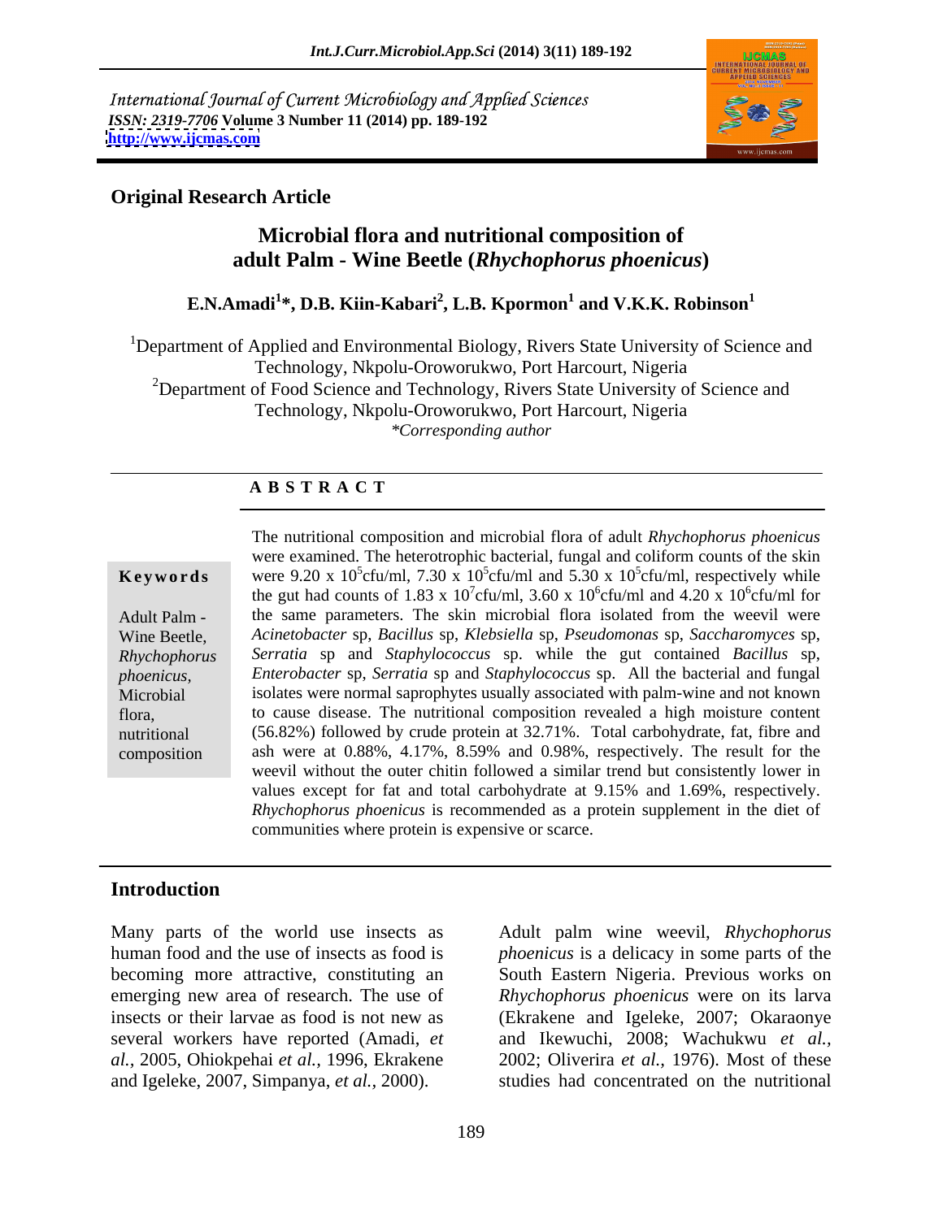International Journal of Current Microbiology and Applied Sciences
*ISSN: 2319-7706* **Volume 3 Number 11 (2014) pp. 189-192**
**http://www.ijcmas.com**

**Original Research Article**

# Microbial flora and nutritional composition of adult Palm - Wine Beetle (*Rhychophorus phoenicus*)

**E.N.Amadi[1]\*, D.B. Kiin-Kabari[2], L.B. Kpormon[1] and V.K.K. Robinson[1]**

[1]Department of Applied and Environmental Biology, Rivers State University of Science and Technology, Nkpolu-Oroworukwo, Port Harcourt, Nigeria
[2]Department of Food Science and Technology, Rivers State University of Science and Technology, Nkpolu-Oroworukwo, Port Harcourt, Nigeria
*\*Corresponding author*

## A B S T R A C T

**Keywords**

Adult Palm - Wine Beetle, *Rhychophorus phoenicus,* Microbial flora, nutritional composition

The nutritional composition and microbial flora of adult *Rhychophorus phoenicus* were examined. The heterotrophic bacterial, fungal and coliform counts of the skin were 9.20 x $10^5$cfu/ml, 7.30 x $10^5$cfu/ml and 5.30 x $10^5$cfu/ml, respectively while the gut had counts of 1.83 x $10^7$cfu/ml, 3.60 x $10^6$cfu/ml and 4.20 x $10^6$cfu/ml for the same parameters. The skin microbial flora isolated from the weevil were *Acinetobacter* sp, *Bacillus* sp, *Klebsiella* sp, *Pseudomonas* sp, *Saccharomyces* sp, *Serratia* sp and *Staphylococcus* sp. while the gut contained *Bacillus* sp, *Enterobacter* sp, *Serratia* sp and *Staphylococcus* sp. All the bacterial and fungal isolates were normal saprophytes usually associated with palm-wine and not known to cause disease. The nutritional composition revealed a high moisture content (56.82%) followed by crude protein at 32.71%. Total carbohydrate, fat, fibre and ash were at 0.88%, 4.17%, 8.59% and 0.98%, respectively. The result for the weevil without the outer chitin followed a similar trend but consistently lower in values except for fat and total carbohydrate at 9.15% and 1.69%, respectively. *Rhychophorus phoenicus* is recommended as a protein supplement in the diet of communities where protein is expensive or scarce.

## Introduction

Many parts of the world use insects as human food and the use of insects as food is becoming more attractive, constituting an emerging new area of research. The use of insects or their larvae as food is not new as several workers have reported (Amadi, *et al.,* 2005, Ohiokpehai *et al.,* 1996, Ekrakene and Igeleke, 2007, Simpanya, *et al.,* 2000).

Adult palm wine weevil, *Rhychophorus phoenicus* is a delicacy in some parts of the South Eastern Nigeria. Previous works on *Rhychophorus phoenicus* were on its larva (Ekrakene and Igeleke, 2007; Okaraonye and Ikewuchi, 2008; Wachukwu *et al.,* 2002; Oliverira *et al.,* 1976). Most of these studies had concentrated on the nutritional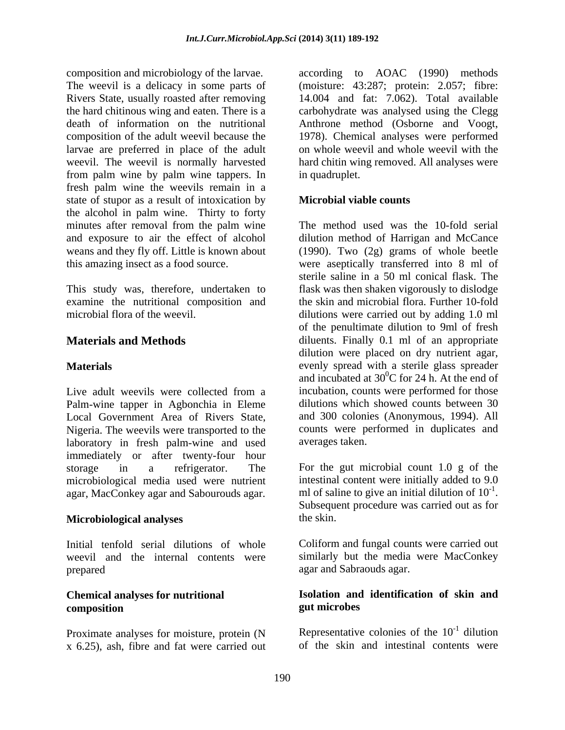composition and microbiology of the larvae. The weevil is a delicacy in some parts of Rivers State, usually roasted after removing the hard chitinous wing and eaten. There is a death of information on the nutritional composition of the adult weevil because the larvae are preferred in place of the adult weevil. The weevil is normally harvested from palm wine by palm wine tappers. In fresh palm wine the weevils remain in a state of stupor as a result of intoxication by the alcohol in palm wine. Thirty to forty minutes after removal from the palm wine and exposure to air the effect of alcohol weans and they fly off. Little is known about this amazing insect as a food source.

This study was, therefore, undertaken to examine the nutritional composition and microbial flora of the weevil.

## Materials and Methods

### Materials

Live adult weevils were collected from a Palm-wine tapper in Agbonchia in Eleme Local Government Area of Rivers State, Nigeria. The weevils were transported to the laboratory in fresh palm-wine and used immediately or after twenty-four hour storage in a refrigerator. The microbiological media used were nutrient agar, MacConkey agar and Sabourouds agar.

### Microbiological analyses

Initial tenfold serial dilutions of whole weevil and the internal contents were prepared

### Chemical analyses for nutritional composition

Proximate analyses for moisture, protein (N x 6.25), ash, fibre and fat were carried out according to AOAC (1990) methods (moisture: 43:287; protein: 2.057; fibre: 14.004 and fat: 7.062). Total available carbohydrate was analysed using the Clegg Anthrone method (Osborne and Voogt, 1978). Chemical analyses were performed on whole weevil and whole weevil with the hard chitin wing removed. All analyses were in quadruplet.

### Microbial viable counts

The method used was the 10-fold serial dilution method of Harrigan and McCance (1990). Two (2g) grams of whole beetle were aseptically transferred into 8 ml of sterile saline in a 50 ml conical flask. The flask was then shaken vigorously to dislodge the skin and microbial flora. Further 10-fold dilutions were carried out by adding 1.0 ml of the penultimate dilution to 9ml of fresh diluents. Finally 0.1 ml of an appropriate dilution were placed on dry nutrient agar, evenly spread with a sterile glass spreader and incubated at $30^0$C for 24 h. At the end of incubation, counts were performed for those dilutions which showed counts between 30 and 300 colonies (Anonymous, 1994). All counts were performed in duplicates and averages taken.

For the gut microbial count 1.0 g of the intestinal content were initially added to 9.0 ml of saline to give an initial dilution of $10^{-1}$. Subsequent procedure was carried out as for the skin.

Coliform and fungal counts were carried out similarly but the media were MacConkey agar and Sabraouds agar.

### Isolation and identification of skin and gut microbes

Representative colonies of the $10^{-1}$ dilution of the skin and intestinal contents were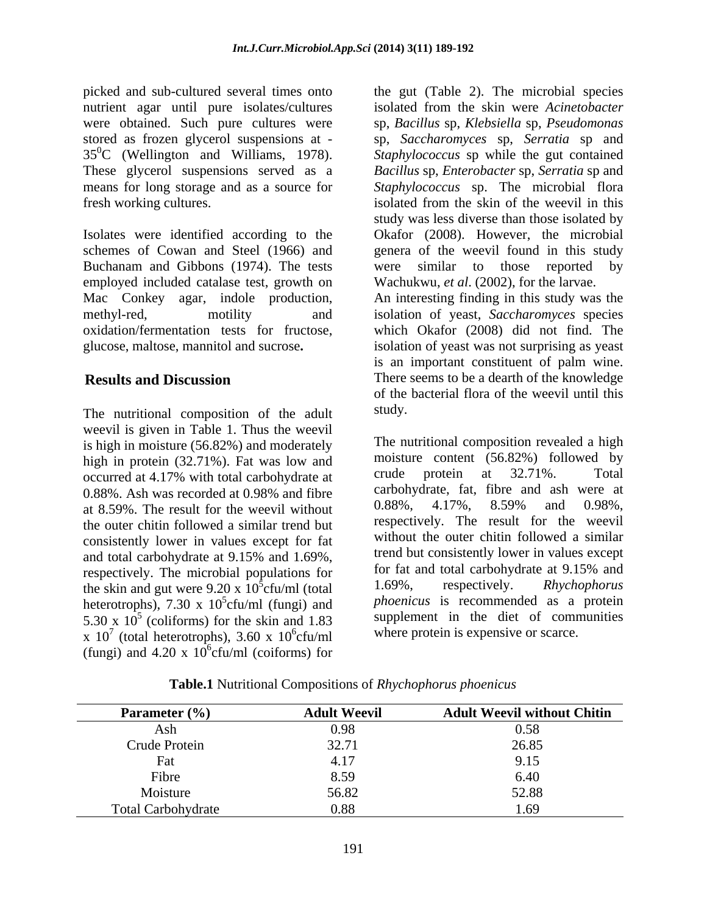picked and sub-cultured several times onto nutrient agar until pure isolates/cultures were obtained. Such pure cultures were stored as frozen glycerol suspensions at -35$^0$C (Wellington and Williams, 1978). These glycerol suspensions served as a means for long storage and as a source for fresh working cultures.

Isolates were identified according to the schemes of Cowan and Steel (1966) and Buchanam and Gibbons (1974). The tests employed included catalase test, growth on Mac Conkey agar, indole production, methyl-red, motility and oxidation/fermentation tests for fructose, glucose, maltose, mannitol and sucrose**.**

## Results and Discussion

The nutritional composition of the adult weevil is given in Table 1. Thus the weevil is high in moisture (56.82%) and moderately high in protein (32.71%). Fat was low and occurred at 4.17% with total carbohydrate at 0.88%. Ash was recorded at 0.98% and fibre at 8.59%. The result for the weevil without the outer chitin followed a similar trend but consistently lower in values except for fat and total carbohydrate at 9.15% and 1.69%, respectively. The microbial populations for the skin and gut were 9.20 x $10^5$cfu/ml (total heterotrophs), 7.30 x $10^5$cfu/ml (fungi) and 5.30 x $10^5$ (coliforms) for the skin and 1.83 x $10^7$ (total heterotrophs), 3.60 x $10^6$cfu/ml (fungi) and 4.20 x $10^6$cfu/ml (coiforms) for the gut (Table 2). The microbial species isolated from the skin were *Acinetobacter* sp, *Bacillus* sp, *Klebsiella* sp, *Pseudomonas* sp, *Saccharomyces* sp, *Serratia* sp and *Staphylococcus* sp while the gut contained *Bacillus* sp, *Enterobacter* sp, *Serratia* sp and *Staphylococcus* sp. The microbial flora isolated from the skin of the weevil in this study was less diverse than those isolated by Okafor (2008). However, the microbial genera of the weevil found in this study were similar to those reported by Wachukwu, *et al*. (2002), for the larvae.

An interesting finding in this study was the isolation of yeast, *Saccharomyces* species which Okafor (2008) did not find. The isolation of yeast was not surprising as yeast is an important constituent of palm wine. There seems to be a dearth of the knowledge of the bacterial flora of the weevil until this study.

The nutritional composition revealed a high moisture content (56.82%) followed by crude protein at 32.71%. Total carbohydrate, fat, fibre and ash were at 0.88%, 4.17%, 8.59% and 0.98%, respectively. The result for the weevil without the outer chitin followed a similar trend but consistently lower in values except for fat and total carbohydrate at 9.15% and 1.69%, respectively. *Rhychophorus phoenicus* is recommended as a protein supplement in the diet of communities where protein is expensive or scarce.

**Table.1** Nutritional Compositions of *Rhychophorus phoenicus*

| Parameter (%) | Adult Weevil | Adult Weevil without Chitin |
|---|---|---|
| Ash | 0.98 | 0.58 |
| Crude Protein | 32.71 | 26.85 |
| Fat | 4.17 | 9.15 |
| Fibre | 8.59 | 6.40 |
| Moisture | 56.82 | 52.88 |
| Total Carbohydrate | 0.88 | 1.69 |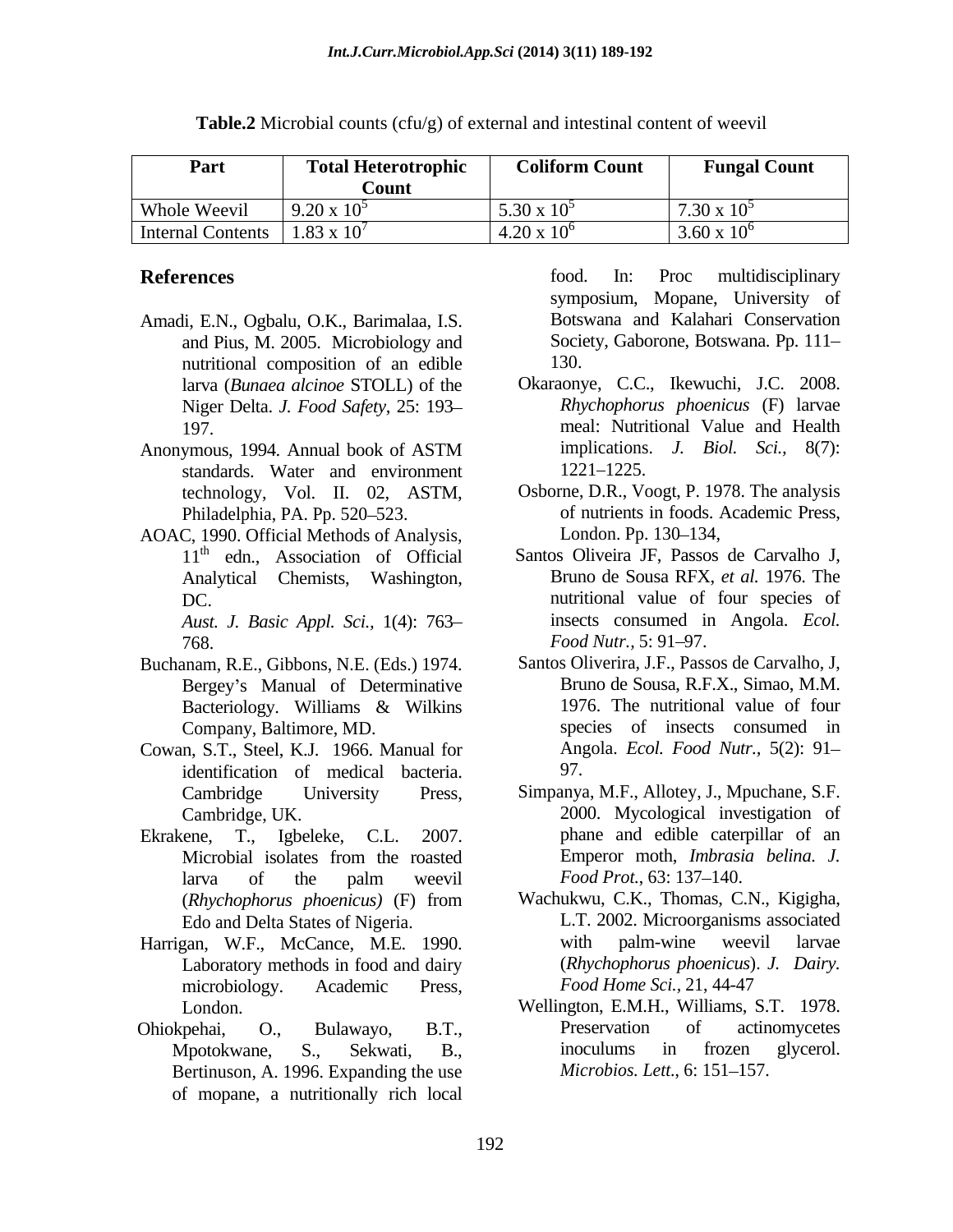**Table.2** Microbial counts (cfu/g) of external and intestinal content of weevil

| Part | Total Heterotrophic Count | Coliform Count | Fungal Count |
|---|---|---|---|
| Whole Weevil | $9.20 \times 10^5$ | $5.30 \times 10^5$ | $7.30 \times 10^5$ |
| Internal Contents | $1.83 \times 10^7$ | $4.20 \times 10^6$ | $3.60 \times 10^6$ |

## References

Amadi, E.N., Ogbalu, O.K., Barimalaa, I.S. and Pius, M. 2005. Microbiology and nutritional composition of an edible larva (*Bunaea alcinoe* STOLL) of the Niger Delta. *J. Food Safety*, 25: 193–197.

Anonymous, 1994. Annual book of ASTM standards. Water and environment technology, Vol. II. 02, ASTM, Philadelphia, PA. Pp. 520–523.

AOAC, 1990. Official Methods of Analysis, 11th edn., Association of Official Analytical Chemists, Washington, DC.

*Aust. J. Basic Appl. Sci.,* 1(4): 763–768.

Buchanam, R.E., Gibbons, N.E. (Eds.) 1974. Bergey's Manual of Determinative Bacteriology. Williams & Wilkins Company, Baltimore, MD.

Cowan, S.T., Steel, K.J. 1966. Manual for identification of medical bacteria. Cambridge University Press, Cambridge, UK.

Ekrakene, T., Igbeleke, C.L. 2007. Microbial isolates from the roasted larva of the palm weevil (*Rhychophorus phoenicus)* (F) from Edo and Delta States of Nigeria.

Harrigan, W.F., McCance, M.E. 1990. Laboratory methods in food and dairy microbiology. Academic Press, London.

Ohiokpehai, O., Bulawayo, B.T., Mpotokwane, S., Sekwati, B., Bertinuson, A. 1996. Expanding the use of mopane, a nutritionally rich local food. In: Proc multidisciplinary symposium, Mopane, University of Botswana and Kalahari Conservation Society, Gaborone, Botswana. Pp. 111–130.

Okaraonye, C.C., Ikewuchi, J.C. 2008. *Rhychophorus phoenicus* (F) larvae meal: Nutritional Value and Health implications. *J. Biol. Sci.,* 8(7): 1221–1225.

Osborne, D.R., Voogt, P. 1978. The analysis of nutrients in foods. Academic Press, London. Pp. 130–134,

Santos Oliveira JF, Passos de Carvalho J, Bruno de Sousa RFX, *et al.* 1976. The nutritional value of four species of insects consumed in Angola. *Ecol. Food Nutr.,* 5: 91–97.

Santos Oliverira, J.F., Passos de Carvalho, J, Bruno de Sousa, R.F.X., Simao, M.M. 1976. The nutritional value of four species of insects consumed in Angola. *Ecol. Food Nutr.,* 5(2): 91–97.

Simpanya, M.F., Allotey, J., Mpuchane, S.F. 2000. Mycological investigation of phane and edible caterpillar of an Emperor moth, *Imbrasia belina. J. Food Prot.*, 63: 137–140.

Wachukwu, C.K., Thomas, C.N., Kigigha, L.T. 2002. Microorganisms associated with palm-wine weevil larvae (*Rhychophorus phoenicus*). *J. Dairy. Food Home Sci.*, 21, 44-47

Wellington, E.M.H., Williams, S.T. 1978. Preservation of actinomycetes inoculums in frozen glycerol. *Microbios. Lett*., 6: 151–157.